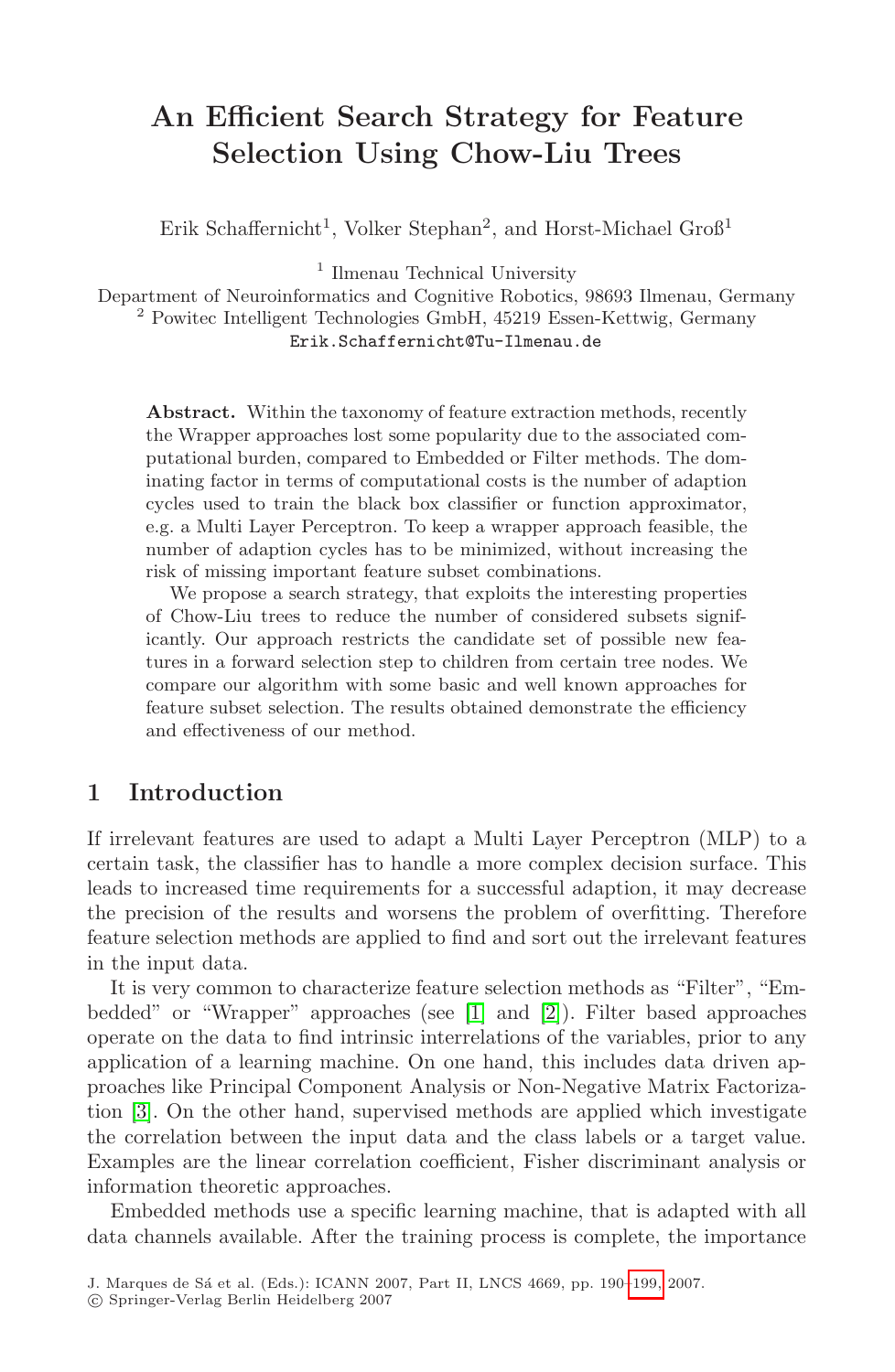# An Efficient Search Strategy for Feature Selection Using Chow-Liu Trees

Erik Schaffernicht[1], Volker Stephan[2], and Horst-Michael Groß[1]

[1] Ilmenau Technical University
Department of Neuroinformatics and Cognitive Robotics, 98693 Ilmenau, Germany
[2] Powitec Intelligent Technologies GmbH, 45219 Essen-Kettwig, Germany
Erik.Schaffernicht@Tu-Ilmenau.de

**Abstract.** Within the taxonomy of feature extraction methods, recently the Wrapper approaches lost some popularity due to the associated computational burden, compared to Embedded or Filter methods. The dominating factor in terms of computational costs is the number of adaption cycles used to train the black box classifier or function approximator, e.g. a Multi Layer Perceptron. To keep a wrapper approach feasible, the number of adaption cycles has to be minimized, without increasing the risk of missing important feature subset combinations.

We propose a search strategy, that exploits the interesting properties of Chow-Liu trees to reduce the number of considered subsets significantly. Our approach restricts the candidate set of possible new features in a forward selection step to children from certain tree nodes. We compare our algorithm with some basic and well known approaches for feature subset selection. The results obtained demonstrate the efficiency and effectiveness of our method.

## 1 Introduction

If irrelevant features are used to adapt a Multi Layer Perceptron (MLP) to a certain task, the classifier has to handle a more complex decision surface. This leads to increased time requirements for a successful adaption, it may decrease the precision of the results and worsens the problem of overfitting. Therefore feature selection methods are applied to find and sort out the irrelevant features in the input data.

It is very common to characterize feature selection methods as "Filter", "Embedded" or "Wrapper" approaches (see [1] and [2]). Filter based approaches operate on the data to find intrinsic interrelations of the variables, prior to any application of a learning machine. On one hand, this includes data driven approaches like Principal Component Analysis or Non-Negative Matrix Factorization [3]. On the other hand, supervised methods are applied which investigate the correlation between the input data and the class labels or a target value. Examples are the linear correlation coefficient, Fisher discriminant analysis or information theoretic approaches.

Embedded methods use a specific learning machine, that is adapted with all data channels available. After the training process is complete, the importance

J. Marques de Sá et al. (Eds.): ICANN 2007, Part II, LNCS 4669, pp. 190–199, 2007.
© Springer-Verlag Berlin Heidelberg 2007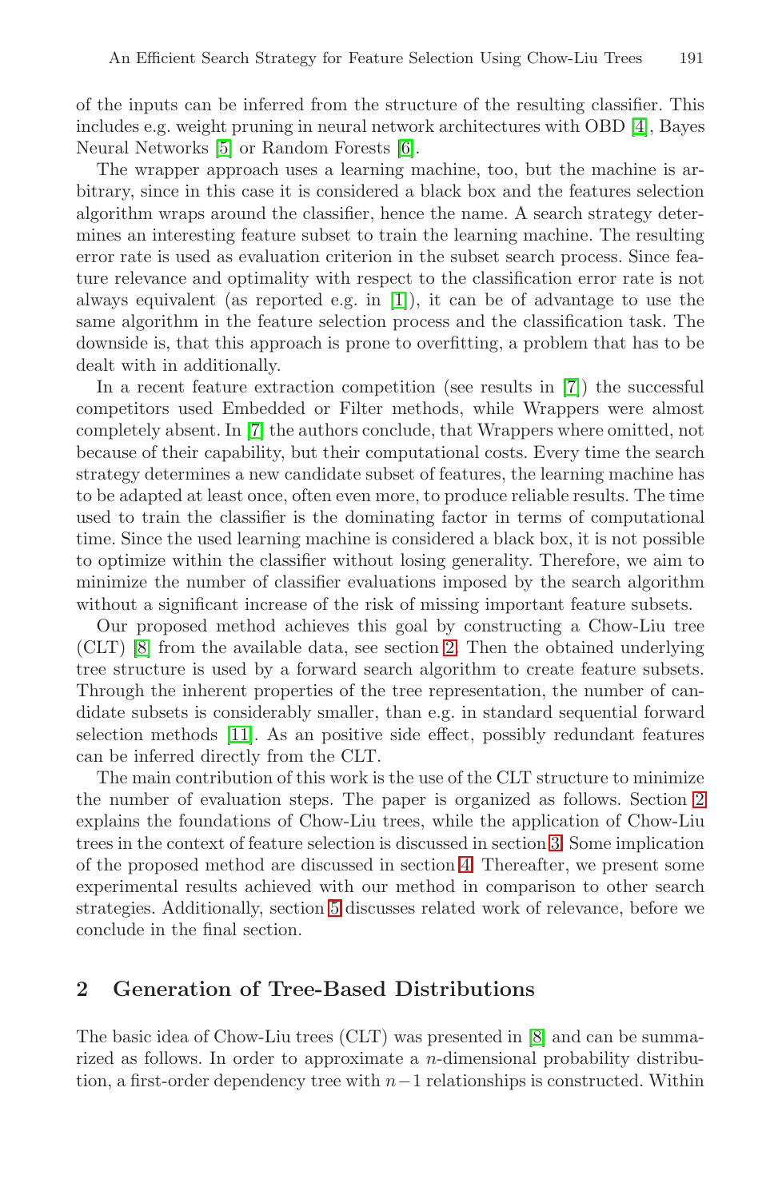of the inputs can be inferred from the structure of the resulting classifier. This includes e.g. weight pruning in neural network architectures with OBD [4], Bayes Neural Networks [5] or Random Forests [6].

The wrapper approach uses a learning machine, too, but the machine is arbitrary, since in this case it is considered a black box and the features selection algorithm wraps around the classifier, hence the name. A search strategy determines an interesting feature subset to train the learning machine. The resulting error rate is used as evaluation criterion in the subset search process. Since feature relevance and optimality with respect to the classification error rate is not always equivalent (as reported e.g. in [1]), it can be of advantage to use the same algorithm in the feature selection process and the classification task. The downside is, that this approach is prone to overfitting, a problem that has to be dealt with in additionally.

In a recent feature extraction competition (see results in [7]) the successful competitors used Embedded or Filter methods, while Wrappers were almost completely absent. In [7] the authors conclude, that Wrappers where omitted, not because of their capability, but their computational costs. Every time the search strategy determines a new candidate subset of features, the learning machine has to be adapted at least once, often even more, to produce reliable results. The time used to train the classifier is the dominating factor in terms of computational time. Since the used learning machine is considered a black box, it is not possible to optimize within the classifier without losing generality. Therefore, we aim to minimize the number of classifier evaluations imposed by the search algorithm without a significant increase of the risk of missing important feature subsets.

Our proposed method achieves this goal by constructing a Chow-Liu tree (CLT) [8] from the available data, see section 2. Then the obtained underlying tree structure is used by a forward search algorithm to create feature subsets. Through the inherent properties of the tree representation, the number of candidate subsets is considerably smaller, than e.g. in standard sequential forward selection methods [11]. As an positive side effect, possibly redundant features can be inferred directly from the CLT.

The main contribution of this work is the use of the CLT structure to minimize the number of evaluation steps. The paper is organized as follows. Section 2 explains the foundations of Chow-Liu trees, while the application of Chow-Liu trees in the context of feature selection is discussed in section 3. Some implication of the proposed method are discussed in section 4. Thereafter, we present some experimental results achieved with our method in comparison to other search strategies. Additionally, section 5 discusses related work of relevance, before we conclude in the final section.

## 2 Generation of Tree-Based Distributions

The basic idea of Chow-Liu trees (CLT) was presented in [8] and can be summarized as follows. In order to approximate a $n$-dimensional probability distribution, a first-order dependency tree with $n-1$ relationships is constructed. Within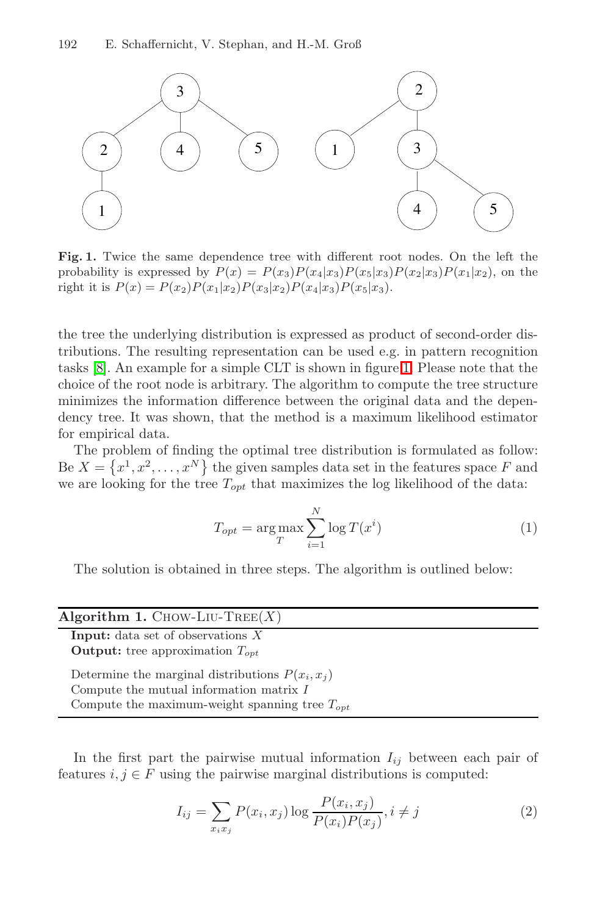Fig. 1. Twice the same dependence tree with different root nodes. On the left the probability is expressed by $P(x) = P(x_3)P(x_4|x_3)P(x_5|x_3)P(x_2|x_3)P(x_1|x_2)$, on the right it is $P(x) = P(x_2)P(x_1|x_2)P(x_3|x_2)P(x_4|x_3)P(x_5|x_3)$.

the tree the underlying distribution is expressed as product of second-order distributions. The resulting representation can be used e.g. in pattern recognition tasks [8]. An example for a simple CLT is shown in figure 1. Please note that the choice of the root node is arbitrary. The algorithm to compute the tree structure minimizes the information difference between the original data and the dependency tree. It was shown, that the method is a maximum likelihood estimator for empirical data.

The problem of finding the optimal tree distribution is formulated as follow: Be $X = \{x^1, x^2, \ldots, x^N\}$ the given samples data set in the features space $F$ and we are looking for the tree $T_{opt}$ that maximizes the log likelihood of the data:

$$T_{opt} = \arg\max_{T} \sum_{i=1}^{N} \log T(x^i) \tag{1}$$

The solution is obtained in three steps. The algorithm is outlined below:

**Algorithm 1.** Chow-Liu-Tree($X$)

**Input:** data set of observations $X$
**Output:** tree approximation $T_{opt}$

Determine the marginal distributions $P(x_i, x_j)$
Compute the mutual information matrix $I$
Compute the maximum-weight spanning tree $T_{opt}$

In the first part the pairwise mutual information $I_{ij}$ between each pair of features $i, j \in F$ using the pairwise marginal distributions is computed:

$$I_{ij} = \sum_{x_i x_j} P(x_i, x_j) \log \frac{P(x_i, x_j)}{P(x_i)P(x_j)}, i \neq j \tag{2}$$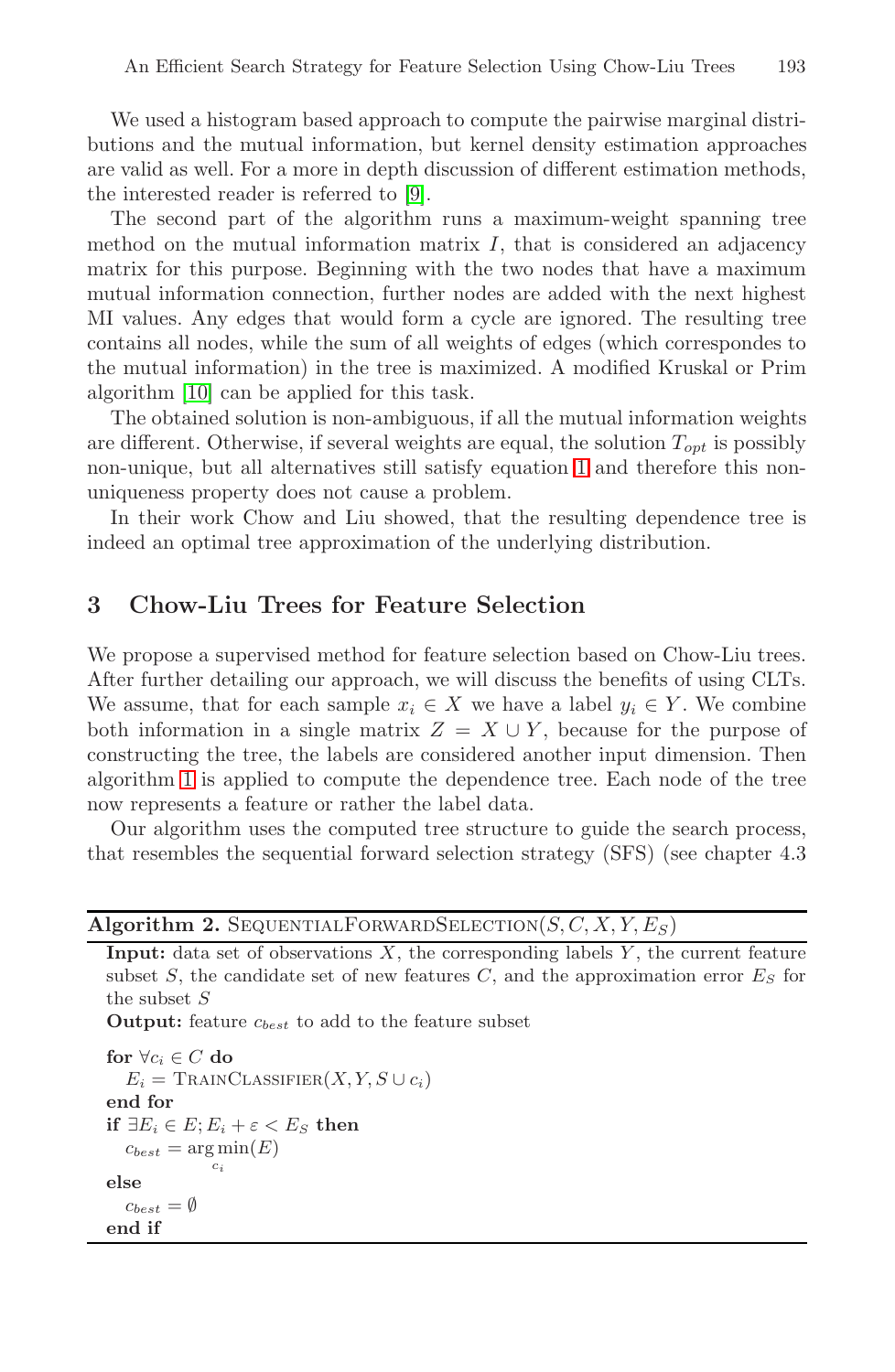We used a histogram based approach to compute the pairwise marginal distributions and the mutual information, but kernel density estimation approaches are valid as well. For a more in depth discussion of different estimation methods, the interested reader is referred to [9].

The second part of the algorithm runs a maximum-weight spanning tree method on the mutual information matrix $I$, that is considered an adjacency matrix for this purpose. Beginning with the two nodes that have a maximum mutual information connection, further nodes are added with the next highest MI values. Any edges that would form a cycle are ignored. The resulting tree contains all nodes, while the sum of all weights of edges (which correspondes to the mutual information) in the tree is maximized. A modified Kruskal or Prim algorithm [10] can be applied for this task.

The obtained solution is non-ambiguous, if all the mutual information weights are different. Otherwise, if several weights are equal, the solution $T_{opt}$ is possibly non-unique, but all alternatives still satisfy equation 1 and therefore this non-uniqueness property does not cause a problem.

In their work Chow and Liu showed, that the resulting dependence tree is indeed an optimal tree approximation of the underlying distribution.

## 3 Chow-Liu Trees for Feature Selection

We propose a supervised method for feature selection based on Chow-Liu trees. After further detailing our approach, we will discuss the benefits of using CLTs. We assume, that for each sample $x_i \in X$ we have a label $y_i \in Y$. We combine both information in a single matrix $Z = X \cup Y$, because for the purpose of constructing the tree, the labels are considered another input dimension. Then algorithm 1 is applied to compute the dependence tree. Each node of the tree now represents a feature or rather the label data.

Our algorithm uses the computed tree structure to guide the search process, that resembles the sequential forward selection strategy (SFS) (see chapter 4.3

**Algorithm 2.** SequentialForwardSelection($S, C, X, Y, E_S$)

**Input:** data set of observations $X$, the corresponding labels $Y$, the current feature subset $S$, the candidate set of new features $C$, and the approximation error $E_S$ for the subset $S$

**Output:** feature $c_{best}$ to add to the feature subset

**for** $\forall c_i \in C$ **do**
  $E_i = \text{TrainClassifier}(X, Y, S \cup c_i)$
**end for**
**if** $\exists E_i \in E; E_i + \varepsilon < E_S$ **then**
  $c_{best} = \arg\min_{c_i}(E)$
**else**
  $c_{best} = \emptyset$
**end if**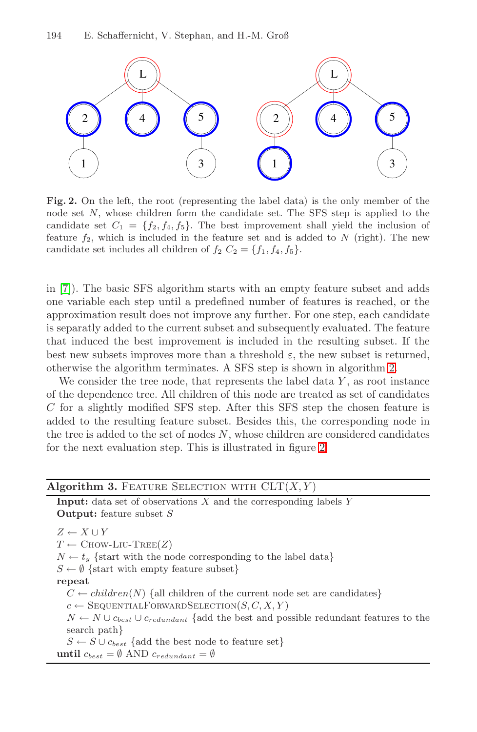**Fig. 2.** On the left, the root (representing the label data) is the only member of the node set $N$, whose children form the candidate set. The SFS step is applied to the candidate set $C_1 = \{f_2, f_4, f_5\}$. The best improvement shall yield the inclusion of feature $f_2$, which is included in the feature set and is added to $N$ (right). The new candidate set includes all children of $f_2$ $C_2 = \{f_1, f_4, f_5\}$.

in [7]). The basic SFS algorithm starts with an empty feature subset and adds one variable each step until a predefined number of features is reached, or the approximation result does not improve any further. For one step, each candidate is separatly added to the current subset and subsequently evaluated. The feature that induced the best improvement is included in the resulting subset. If the best new subsets improves more than a threshold $\varepsilon$, the new subset is returned, otherwise the algorithm terminates. A SFS step is shown in algorithm 2.

We consider the tree node, that represents the label data $Y$, as root instance of the dependence tree. All children of this node are treated as set of candidates $C$ for a slightly modified SFS step. After this SFS step the chosen feature is added to the resulting feature subset. Besides this, the corresponding node in the tree is added to the set of nodes $N$, whose children are considered candidates for the next evaluation step. This is illustrated in figure 2.

**Algorithm 3.** Feature Selection with CLT($X, Y$)

**Input:** data set of observations $X$ and the corresponding labels $Y$
**Output:** feature subset $S$

$Z \leftarrow X \cup Y$
$T \leftarrow$ Chow-Liu-Tree($Z$)
$N \leftarrow t_y$ {start with the node corresponding to the label data}
$S \leftarrow \emptyset$ {start with empty feature subset}
**repeat**
  $C \leftarrow children(N)$ {all children of the current node set are candidates}
  $c \leftarrow$ SequentialForwardSelection($S, C, X, Y$)
  $N \leftarrow N \cup c_{best} \cup c_{redundant}$ {add the best and possible redundant features to the search path}
  $S \leftarrow S \cup c_{best}$ {add the best node to feature set}
**until** $c_{best} = \emptyset$ AND $c_{redundant} = \emptyset$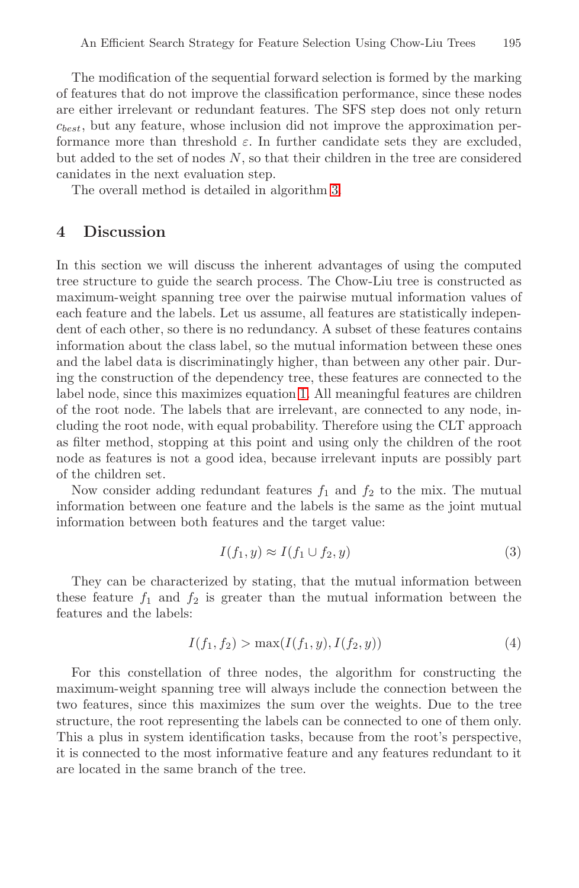The modification of the sequential forward selection is formed by the marking of features that do not improve the classification performance, since these nodes are either irrelevant or redundant features. The SFS step does not only return $c_{best}$, but any feature, whose inclusion did not improve the approximation performance more than threshold $\varepsilon$. In further candidate sets they are excluded, but added to the set of nodes $N$, so that their children in the tree are considered canidates in the next evaluation step.

The overall method is detailed in algorithm 3.

## 4 Discussion

In this section we will discuss the inherent advantages of using the computed tree structure to guide the search process. The Chow-Liu tree is constructed as maximum-weight spanning tree over the pairwise mutual information values of each feature and the labels. Let us assume, all features are statistically independent of each other, so there is no redundancy. A subset of these features contains information about the class label, so the mutual information between these ones and the label data is discriminatingly higher, than between any other pair. During the construction of the dependency tree, these features are connected to the label node, since this maximizes equation 1. All meaningful features are children of the root node. The labels that are irrelevant, are connected to any node, including the root node, with equal probability. Therefore using the CLT approach as filter method, stopping at this point and using only the children of the root node as features is not a good idea, because irrelevant inputs are possibly part of the children set.

Now consider adding redundant features $f_1$ and $f_2$ to the mix. The mutual information between one feature and the labels is the same as the joint mutual information between both features and the target value:

$$I(f_1, y) \approx I(f_1 \cup f_2, y) \tag{3}$$

They can be characterized by stating, that the mutual information between these feature $f_1$ and $f_2$ is greater than the mutual information between the features and the labels:

$$I(f_1, f_2) > \max(I(f_1, y), I(f_2, y)) \tag{4}$$

For this constellation of three nodes, the algorithm for constructing the maximum-weight spanning tree will always include the connection between the two features, since this maximizes the sum over the weights. Due to the tree structure, the root representing the labels can be connected to one of them only. This a plus in system identification tasks, because from the root's perspective, it is connected to the most informative feature and any features redundant to it are located in the same branch of the tree.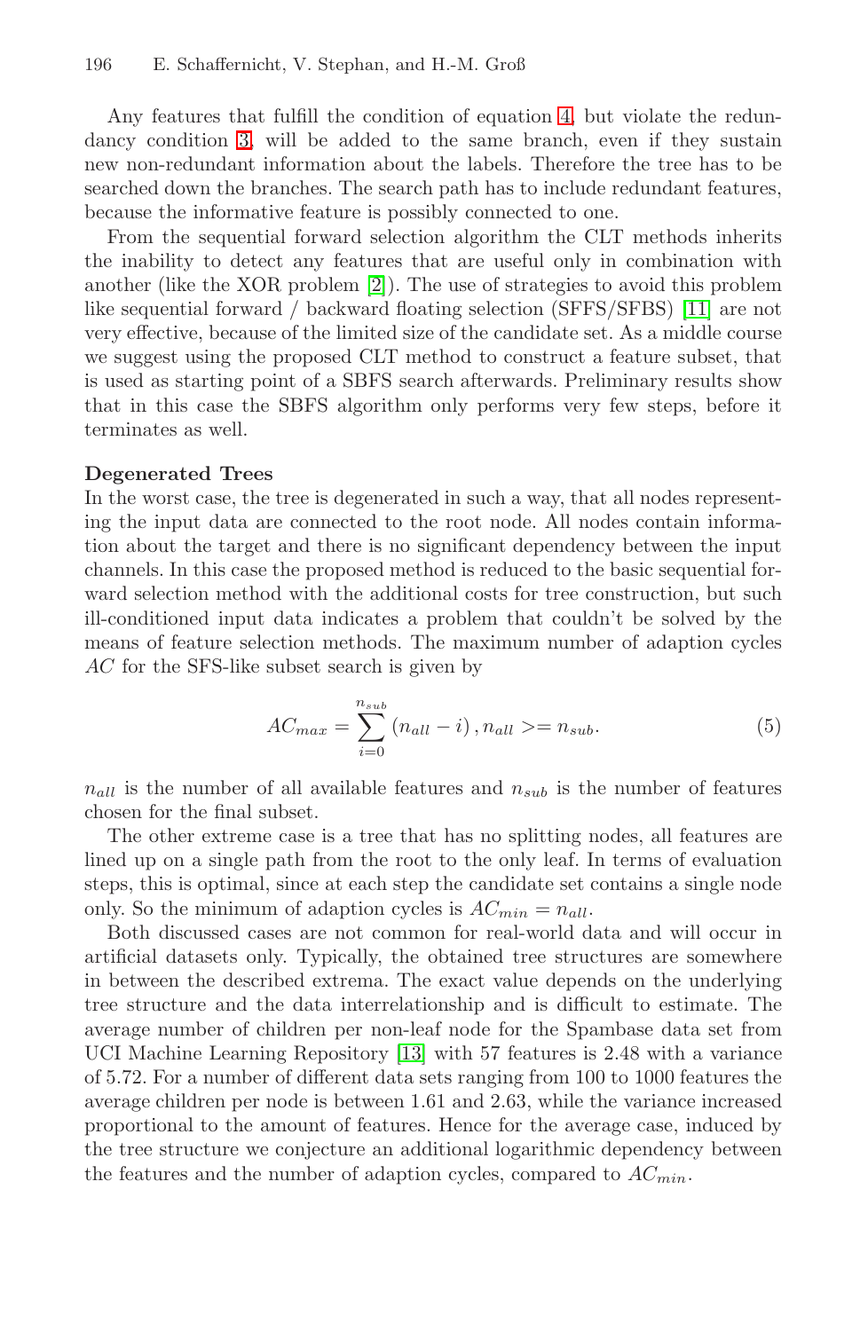Any features that fulfill the condition of equation 4, but violate the redundancy condition 3, will be added to the same branch, even if they sustain new non-redundant information about the labels. Therefore the tree has to be searched down the branches. The search path has to include redundant features, because the informative feature is possibly connected to one.

From the sequential forward selection algorithm the CLT methods inherits the inability to detect any features that are useful only in combination with another (like the XOR problem [2]). The use of strategies to avoid this problem like sequential forward / backward floating selection (SFFS/SFBS) [11] are not very effective, because of the limited size of the candidate set. As a middle course we suggest using the proposed CLT method to construct a feature subset, that is used as starting point of a SBFS search afterwards. Preliminary results show that in this case the SBFS algorithm only performs very few steps, before it terminates as well.

**Degenerated Trees**

In the worst case, the tree is degenerated in such a way, that all nodes representing the input data are connected to the root node. All nodes contain information about the target and there is no significant dependency between the input channels. In this case the proposed method is reduced to the basic sequential forward selection method with the additional costs for tree construction, but such ill-conditioned input data indicates a problem that couldn't be solved by the means of feature selection methods. The maximum number of adaption cycles $AC$ for the SFS-like subset search is given by

$$AC_{max} = \sum_{i=0}^{n_{sub}} (n_{all} - i), n_{all} >= n_{sub}. \tag{5}$$

$n_{all}$ is the number of all available features and $n_{sub}$ is the number of features chosen for the final subset.

The other extreme case is a tree that has no splitting nodes, all features are lined up on a single path from the root to the only leaf. In terms of evaluation steps, this is optimal, since at each step the candidate set contains a single node only. So the minimum of adaption cycles is $AC_{min} = n_{all}$.

Both discussed cases are not common for real-world data and will occur in artificial datasets only. Typically, the obtained tree structures are somewhere in between the described extrema. The exact value depends on the underlying tree structure and the data interrelationship and is difficult to estimate. The average number of children per non-leaf node for the Spambase data set from UCI Machine Learning Repository [13] with 57 features is 2.48 with a variance of 5.72. For a number of different data sets ranging from 100 to 1000 features the average children per node is between 1.61 and 2.63, while the variance increased proportional to the amount of features. Hence for the average case, induced by the tree structure we conjecture an additional logarithmic dependency between the features and the number of adaption cycles, compared to $AC_{min}$.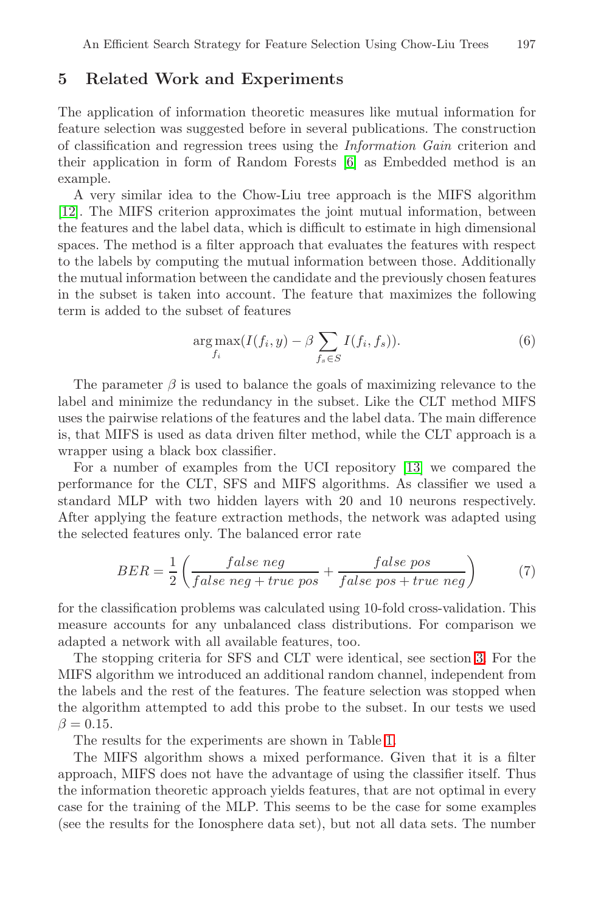## 5 Related Work and Experiments

The application of information theoretic measures like mutual information for feature selection was suggested before in several publications. The construction of classification and regression trees using the *Information Gain* criterion and their application in form of Random Forests [6] as Embedded method is an example.

A very similar idea to the Chow-Liu tree approach is the MIFS algorithm [12]. The MIFS criterion approximates the joint mutual information, between the features and the label data, which is difficult to estimate in high dimensional spaces. The method is a filter approach that evaluates the features with respect to the labels by computing the mutual information between those. Additionally the mutual information between the candidate and the previously chosen features in the subset is taken into account. The feature that maximizes the following term is added to the subset of features

$$\arg\max_{f_i}(I(f_i, y) - \beta \sum_{f_s \in S} I(f_i, f_s)). \tag{6}$$

The parameter $\beta$ is used to balance the goals of maximizing relevance to the label and minimize the redundancy in the subset. Like the CLT method MIFS uses the pairwise relations of the features and the label data. The main difference is, that MIFS is used as data driven filter method, while the CLT approach is a wrapper using a black box classifier.

For a number of examples from the UCI repository [13] we compared the performance for the CLT, SFS and MIFS algorithms. As classifier we used a standard MLP with two hidden layers with 20 and 10 neurons respectively. After applying the feature extraction methods, the network was adapted using the selected features only. The balanced error rate

$$BER = \frac{1}{2}\left(\frac{false\ neg}{false\ neg + true\ pos} + \frac{false\ pos}{false\ pos + true\ neg}\right) \tag{7}$$

for the classification problems was calculated using 10-fold cross-validation. This measure accounts for any unbalanced class distributions. For comparison we adapted a network with all available features, too.

The stopping criteria for SFS and CLT were identical, see section 3. For the MIFS algorithm we introduced an additional random channel, independent from the labels and the rest of the features. The feature selection was stopped when the algorithm attempted to add this probe to the subset. In our tests we used $\beta = 0.15$.

The results for the experiments are shown in Table 1.

The MIFS algorithm shows a mixed performance. Given that it is a filter approach, MIFS does not have the advantage of using the classifier itself. Thus the information theoretic approach yields features, that are not optimal in every case for the training of the MLP. This seems to be the case for some examples (see the results for the Ionosphere data set), but not all data sets. The number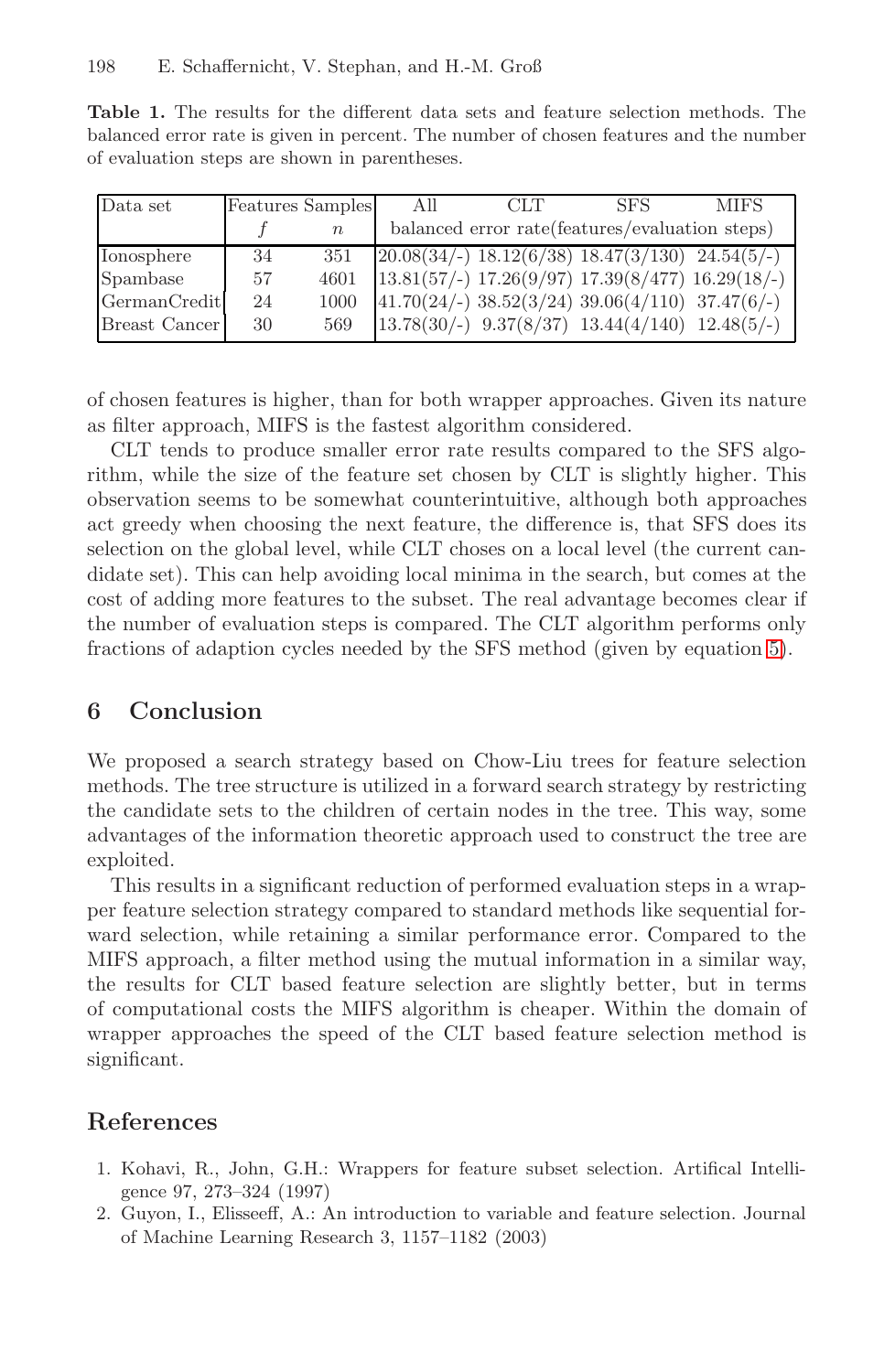**Table 1.** The results for the different data sets and feature selection methods. The balanced error rate is given in percent. The number of chosen features and the number of evaluation steps are shown in parentheses.

| Data set | Features | Samples | All | CLT | SFS | MIFS |
|---|---|---|---|---|---|---|
| | $f$ | $n$ | balanced error rate(features/evaluation steps) | | | |
| Ionosphere | 34 | 351 | 20.08(34/-) | 18.12(6/38) | 18.47(3/130) | 24.54(5/-) |
| Spambase | 57 | 4601 | 13.81(57/-) | 17.26(9/97) | 17.39(8/477) | 16.29(18/-) |
| GermanCredit | 24 | 1000 | 41.70(24/-) | 38.52(3/24) | 39.06(4/110) | 37.47(6/-) |
| Breast Cancer | 30 | 569 | 13.78(30/-) | 9.37(8/37) | 13.44(4/140) | 12.48(5/-) |

of chosen features is higher, than for both wrapper approaches. Given its nature as filter approach, MIFS is the fastest algorithm considered.

CLT tends to produce smaller error rate results compared to the SFS algorithm, while the size of the feature set chosen by CLT is slightly higher. This observation seems to be somewhat counterintuitive, although both approaches act greedy when choosing the next feature, the difference is, that SFS does its selection on the global level, while CLT choses on a local level (the current candidate set). This can help avoiding local minima in the search, but comes at the cost of adding more features to the subset. The real advantage becomes clear if the number of evaluation steps is compared. The CLT algorithm performs only fractions of adaption cycles needed by the SFS method (given by equation 5).

## 6 Conclusion

We proposed a search strategy based on Chow-Liu trees for feature selection methods. The tree structure is utilized in a forward search strategy by restricting the candidate sets to the children of certain nodes in the tree. This way, some advantages of the information theoretic approach used to construct the tree are exploited.

This results in a significant reduction of performed evaluation steps in a wrapper feature selection strategy compared to standard methods like sequential forward selection, while retaining a similar performance error. Compared to the MIFS approach, a filter method using the mutual information in a similar way, the results for CLT based feature selection are slightly better, but in terms of computational costs the MIFS algorithm is cheaper. Within the domain of wrapper approaches the speed of the CLT based feature selection method is significant.

## References

1. Kohavi, R., John, G.H.: Wrappers for feature subset selection. Artifical Intelligence 97, 273–324 (1997)
2. Guyon, I., Elisseeff, A.: An introduction to variable and feature selection. Journal of Machine Learning Research 3, 1157–1182 (2003)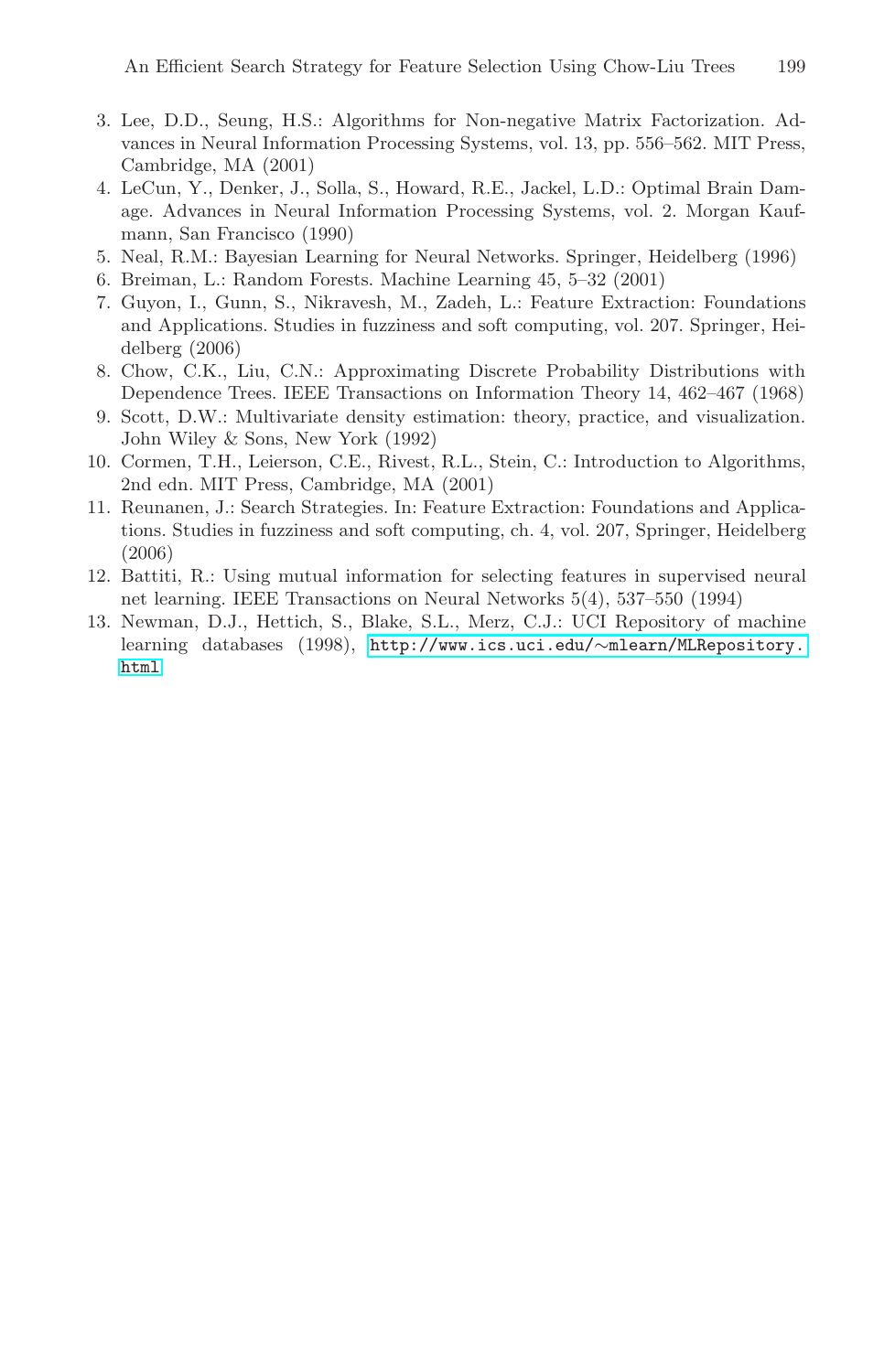3. Lee, D.D., Seung, H.S.: Algorithms for Non-negative Matrix Factorization. Advances in Neural Information Processing Systems, vol. 13, pp. 556–562. MIT Press, Cambridge, MA (2001)
4. LeCun, Y., Denker, J., Solla, S., Howard, R.E., Jackel, L.D.: Optimal Brain Damage. Advances in Neural Information Processing Systems, vol. 2. Morgan Kaufmann, San Francisco (1990)
5. Neal, R.M.: Bayesian Learning for Neural Networks. Springer, Heidelberg (1996)
6. Breiman, L.: Random Forests. Machine Learning 45, 5–32 (2001)
7. Guyon, I., Gunn, S., Nikravesh, M., Zadeh, L.: Feature Extraction: Foundations and Applications. Studies in fuzziness and soft computing, vol. 207. Springer, Heidelberg (2006)
8. Chow, C.K., Liu, C.N.: Approximating Discrete Probability Distributions with Dependence Trees. IEEE Transactions on Information Theory 14, 462–467 (1968)
9. Scott, D.W.: Multivariate density estimation: theory, practice, and visualization. John Wiley & Sons, New York (1992)
10. Cormen, T.H., Leierson, C.E., Rivest, R.L., Stein, C.: Introduction to Algorithms, 2nd edn. MIT Press, Cambridge, MA (2001)
11. Reunanen, J.: Search Strategies. In: Feature Extraction: Foundations and Applications. Studies in fuzziness and soft computing, ch. 4, vol. 207, Springer, Heidelberg (2006)
12. Battiti, R.: Using mutual information for selecting features in supervised neural net learning. IEEE Transactions on Neural Networks 5(4), 537–550 (1994)
13. Newman, D.J., Hettich, S., Blake, S.L., Merz, C.J.: UCI Repository of machine learning databases (1998), http://www.ics.uci.edu/∼mlearn/MLRepository.html